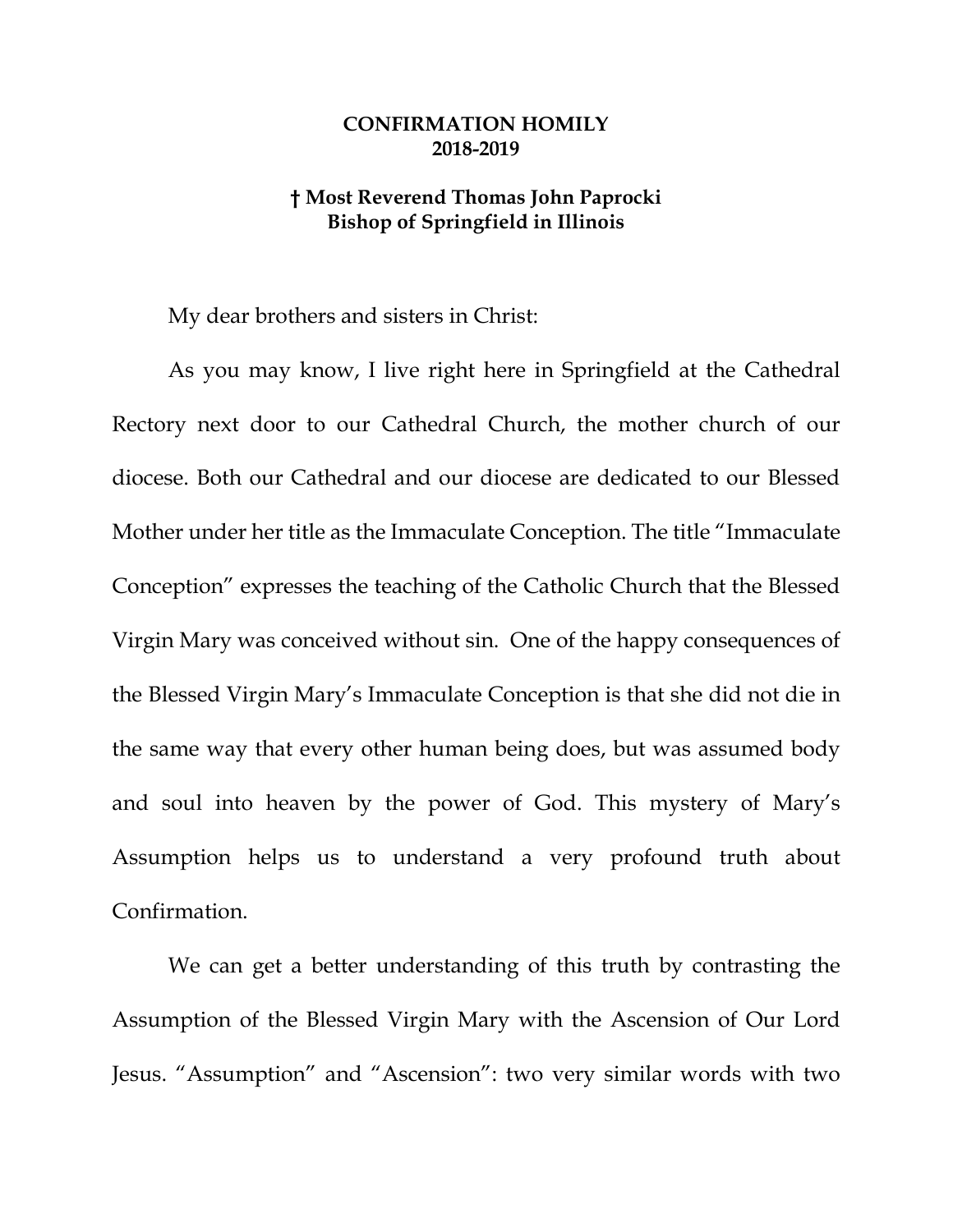# CONFIRMATION HOMILY
## 2018-2019

**† Most Reverend Thomas John Paprocki**
**Bishop of Springfield in Illinois**

My dear brothers and sisters in Christ:

As you may know, I live right here in Springfield at the Cathedral Rectory next door to our Cathedral Church, the mother church of our diocese. Both our Cathedral and our diocese are dedicated to our Blessed Mother under her title as the Immaculate Conception. The title "Immaculate Conception" expresses the teaching of the Catholic Church that the Blessed Virgin Mary was conceived without sin. One of the happy consequences of the Blessed Virgin Mary's Immaculate Conception is that she did not die in the same way that every other human being does, but was assumed body and soul into heaven by the power of God. This mystery of Mary's Assumption helps us to understand a very profound truth about Confirmation.

We can get a better understanding of this truth by contrasting the Assumption of the Blessed Virgin Mary with the Ascension of Our Lord Jesus. "Assumption" and "Ascension": two very similar words with two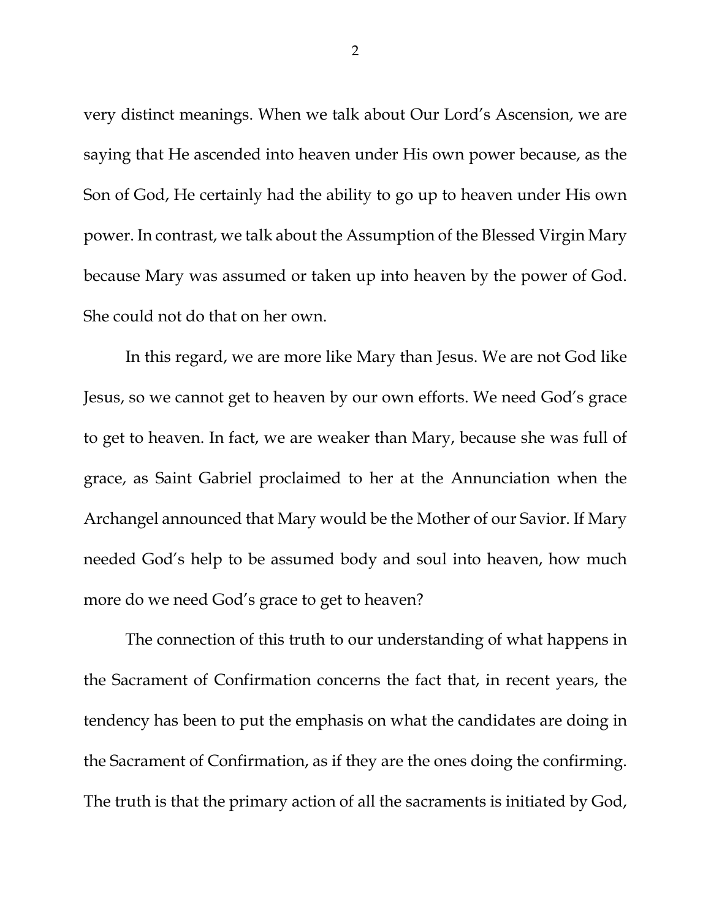very distinct meanings. When we talk about Our Lord's Ascension, we are saying that He ascended into heaven under His own power because, as the Son of God, He certainly had the ability to go up to heaven under His own power. In contrast, we talk about the Assumption of the Blessed Virgin Mary because Mary was assumed or taken up into heaven by the power of God. She could not do that on her own.

In this regard, we are more like Mary than Jesus. We are not God like Jesus, so we cannot get to heaven by our own efforts. We need God's grace to get to heaven. In fact, we are weaker than Mary, because she was full of grace, as Saint Gabriel proclaimed to her at the Annunciation when the Archangel announced that Mary would be the Mother of our Savior. If Mary needed God's help to be assumed body and soul into heaven, how much more do we need God's grace to get to heaven?

The connection of this truth to our understanding of what happens in the Sacrament of Confirmation concerns the fact that, in recent years, the tendency has been to put the emphasis on what the candidates are doing in the Sacrament of Confirmation, as if they are the ones doing the confirming. The truth is that the primary action of all the sacraments is initiated by God,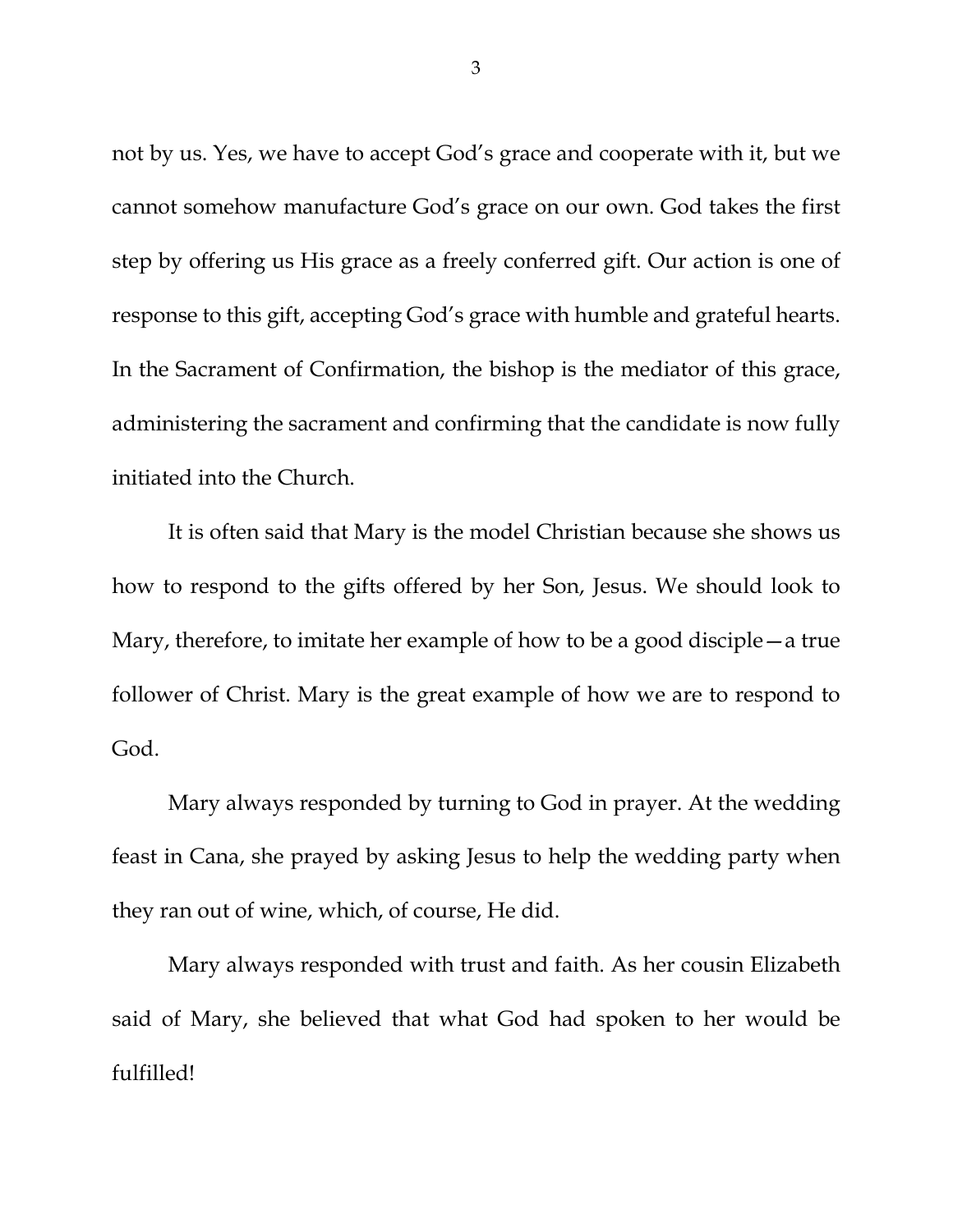not by us. Yes, we have to accept God's grace and cooperate with it, but we cannot somehow manufacture God's grace on our own. God takes the first step by offering us His grace as a freely conferred gift. Our action is one of response to this gift, accepting God's grace with humble and grateful hearts. In the Sacrament of Confirmation, the bishop is the mediator of this grace, administering the sacrament and confirming that the candidate is now fully initiated into the Church.

It is often said that Mary is the model Christian because she shows us how to respond to the gifts offered by her Son, Jesus. We should look to Mary, therefore, to imitate her example of how to be a good disciple—a true follower of Christ. Mary is the great example of how we are to respond to God.

Mary always responded by turning to God in prayer. At the wedding feast in Cana, she prayed by asking Jesus to help the wedding party when they ran out of wine, which, of course, He did.

Mary always responded with trust and faith. As her cousin Elizabeth said of Mary, she believed that what God had spoken to her would be fulfilled!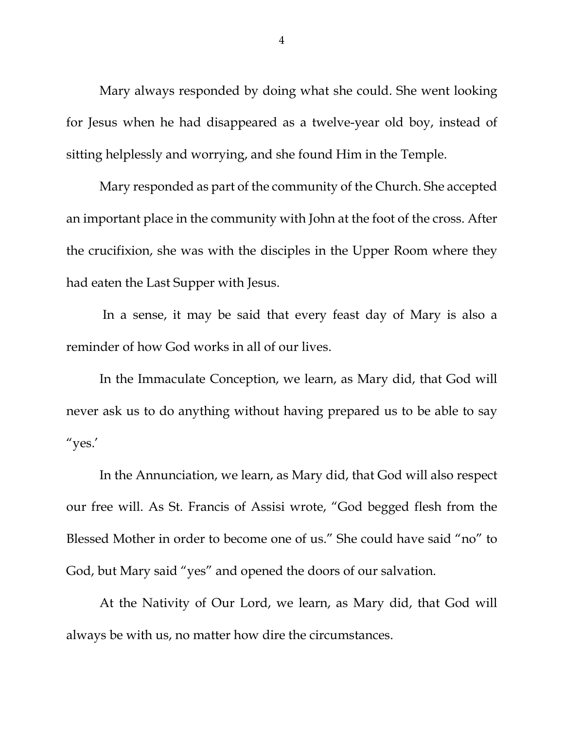Mary always responded by doing what she could. She went looking for Jesus when he had disappeared as a twelve-year old boy, instead of sitting helplessly and worrying, and she found Him in the Temple.

Mary responded as part of the community of the Church. She accepted an important place in the community with John at the foot of the cross. After the crucifixion, she was with the disciples in the Upper Room where they had eaten the Last Supper with Jesus.

In a sense, it may be said that every feast day of Mary is also a reminder of how God works in all of our lives.

In the Immaculate Conception, we learn, as Mary did, that God will never ask us to do anything without having prepared us to be able to say "yes.'

In the Annunciation, we learn, as Mary did, that God will also respect our free will. As St. Francis of Assisi wrote, "God begged flesh from the Blessed Mother in order to become one of us." She could have said "no" to God, but Mary said "yes" and opened the doors of our salvation.

At the Nativity of Our Lord, we learn, as Mary did, that God will always be with us, no matter how dire the circumstances.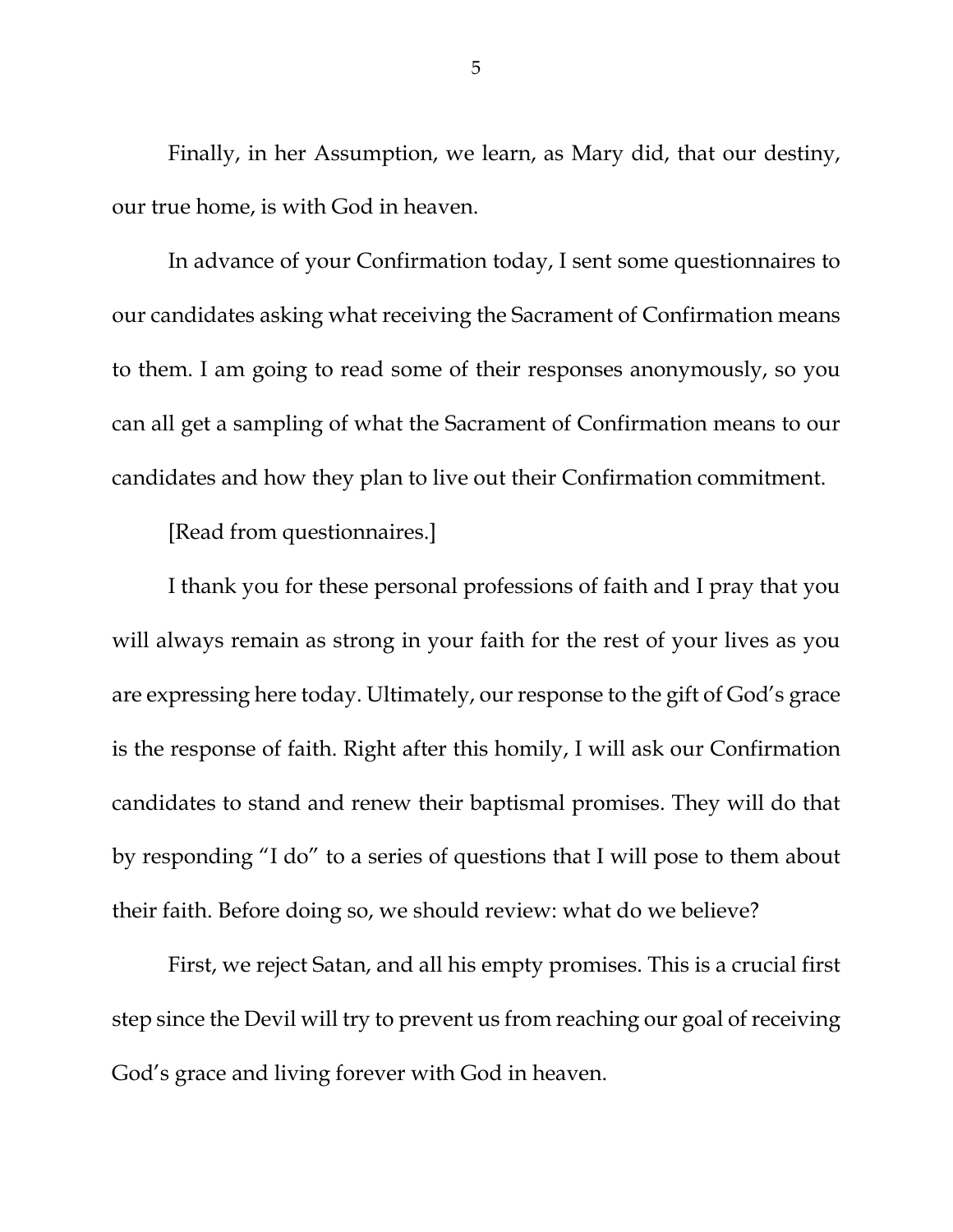Finally, in her Assumption, we learn, as Mary did, that our destiny, our true home, is with God in heaven.

In advance of your Confirmation today, I sent some questionnaires to our candidates asking what receiving the Sacrament of Confirmation means to them. I am going to read some of their responses anonymously, so you can all get a sampling of what the Sacrament of Confirmation means to our candidates and how they plan to live out their Confirmation commitment.

[Read from questionnaires.]

I thank you for these personal professions of faith and I pray that you will always remain as strong in your faith for the rest of your lives as you are expressing here today. Ultimately, our response to the gift of God's grace is the response of faith. Right after this homily, I will ask our Confirmation candidates to stand and renew their baptismal promises. They will do that by responding "I do" to a series of questions that I will pose to them about their faith. Before doing so, we should review: what do we believe?

First, we reject Satan, and all his empty promises. This is a crucial first step since the Devil will try to prevent us from reaching our goal of receiving God's grace and living forever with God in heaven.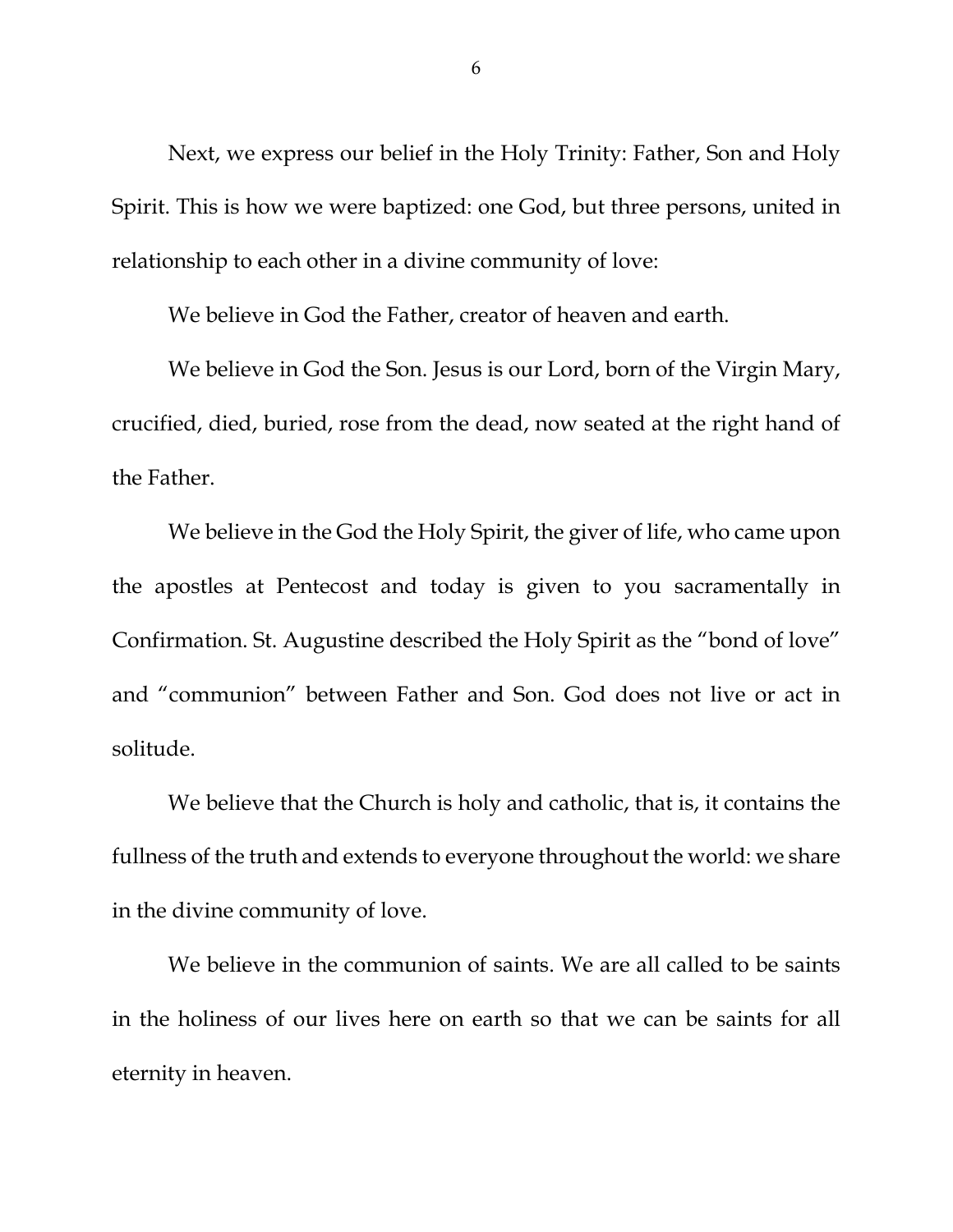Next, we express our belief in the Holy Trinity: Father, Son and Holy Spirit. This is how we were baptized: one God, but three persons, united in relationship to each other in a divine community of love:

We believe in God the Father, creator of heaven and earth.

We believe in God the Son. Jesus is our Lord, born of the Virgin Mary, crucified, died, buried, rose from the dead, now seated at the right hand of the Father.

We believe in the God the Holy Spirit, the giver of life, who came upon the apostles at Pentecost and today is given to you sacramentally in Confirmation. St. Augustine described the Holy Spirit as the "bond of love" and "communion" between Father and Son. God does not live or act in solitude.

We believe that the Church is holy and catholic, that is, it contains the fullness of the truth and extends to everyone throughout the world: we share in the divine community of love.

We believe in the communion of saints. We are all called to be saints in the holiness of our lives here on earth so that we can be saints for all eternity in heaven.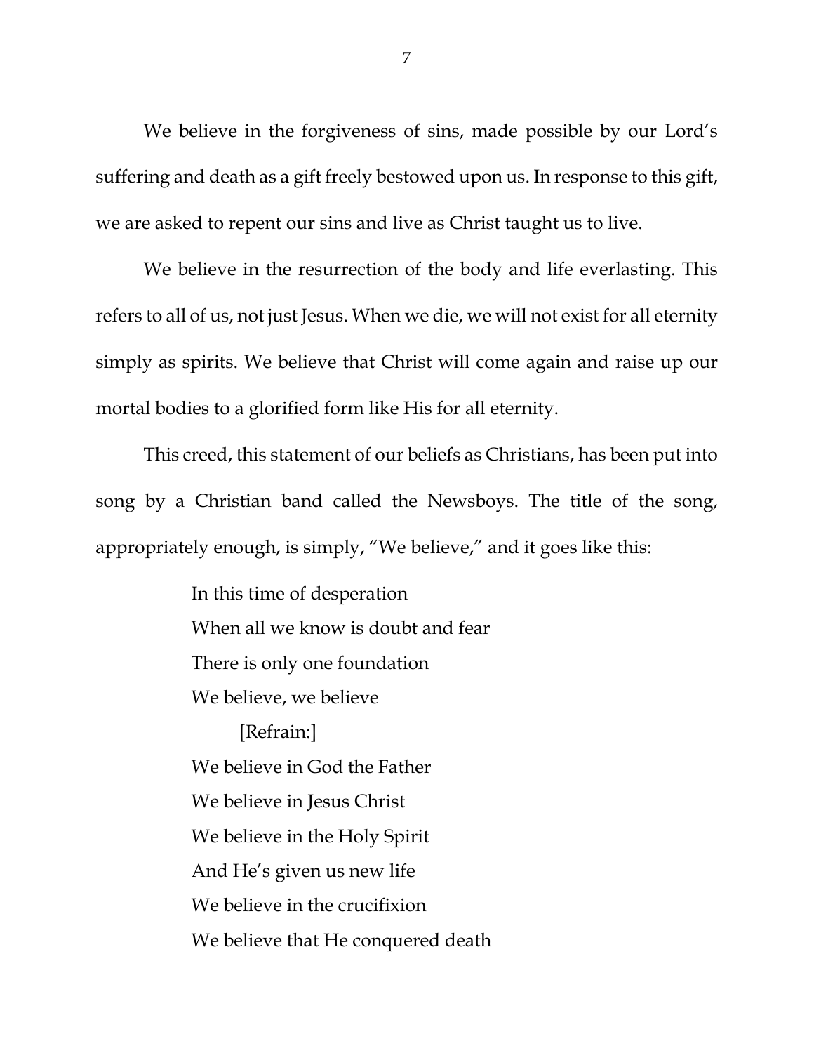We believe in the forgiveness of sins, made possible by our Lord's suffering and death as a gift freely bestowed upon us. In response to this gift, we are asked to repent our sins and live as Christ taught us to live.

We believe in the resurrection of the body and life everlasting. This refers to all of us, not just Jesus. When we die, we will not exist for all eternity simply as spirits. We believe that Christ will come again and raise up our mortal bodies to a glorified form like His for all eternity.

This creed, this statement of our beliefs as Christians, has been put into song by a Christian band called the Newsboys. The title of the song, appropriately enough, is simply, "We believe," and it goes like this:

> In this time of desperation
> When all we know is doubt and fear
> There is only one foundation
> We believe, we believe
>
> [Refrain:]
>
> We believe in God the Father
> We believe in Jesus Christ
> We believe in the Holy Spirit
> And He's given us new life
> We believe in the crucifixion
> We believe that He conquered death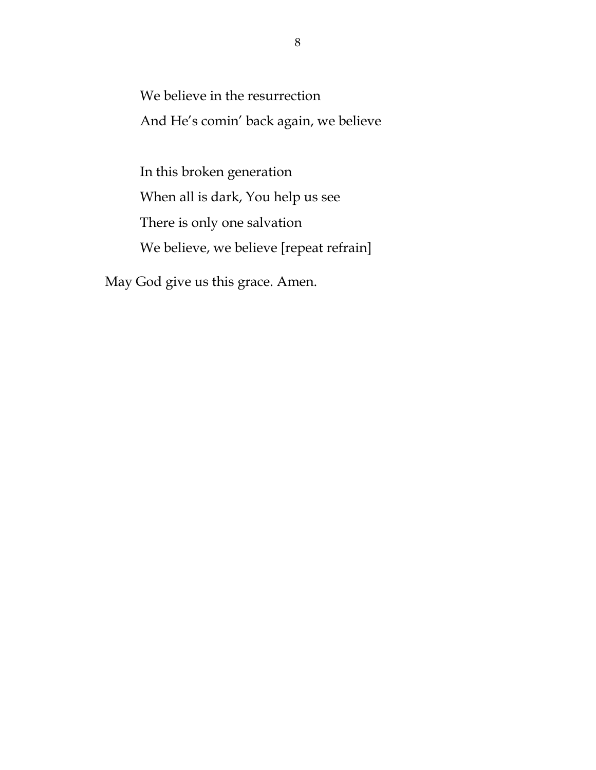We believe in the resurrection  
And He's comin' back again, we believe

In this broken generation  
When all is dark, You help us see  
There is only one salvation  
We believe, we believe [repeat refrain]

May God give us this grace. Amen.